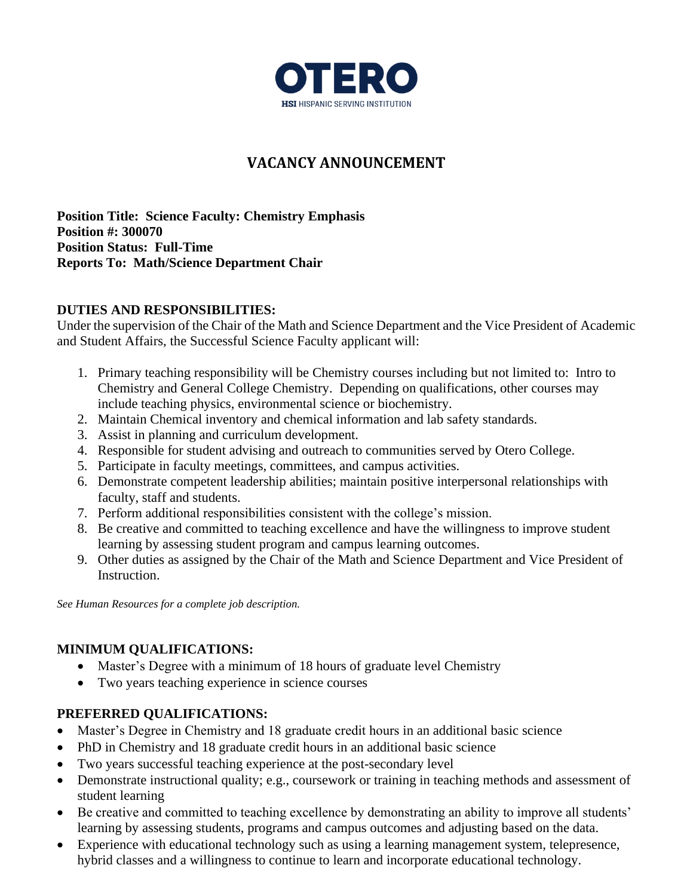OTERO

HSI HISPANIC SERVING INSTITUTION

# VACANCY ANNOUNCEMENT

**Position Title: Science Faculty: Chemistry Emphasis**
**Position #: 300070**
**Position Status: Full-Time**
**Reports To: Math/Science Department Chair**

## DUTIES AND RESPONSIBILITIES:

Under the supervision of the Chair of the Math and Science Department and the Vice President of Academic and Student Affairs, the Successful Science Faculty applicant will:

1. Primary teaching responsibility will be Chemistry courses including but not limited to: Intro to Chemistry and General College Chemistry. Depending on qualifications, other courses may include teaching physics, environmental science or biochemistry.
2. Maintain Chemical inventory and chemical information and lab safety standards.
3. Assist in planning and curriculum development.
4. Responsible for student advising and outreach to communities served by Otero College.
5. Participate in faculty meetings, committees, and campus activities.
6. Demonstrate competent leadership abilities; maintain positive interpersonal relationships with faculty, staff and students.
7. Perform additional responsibilities consistent with the college's mission.
8. Be creative and committed to teaching excellence and have the willingness to improve student learning by assessing student program and campus learning outcomes.
9. Other duties as assigned by the Chair of the Math and Science Department and Vice President of Instruction.

*See Human Resources for a complete job description.*

## MINIMUM QUALIFICATIONS:

- Master's Degree with a minimum of 18 hours of graduate level Chemistry
- Two years teaching experience in science courses

## PREFERRED QUALIFICATIONS:

- Master's Degree in Chemistry and 18 graduate credit hours in an additional basic science
- PhD in Chemistry and 18 graduate credit hours in an additional basic science
- Two years successful teaching experience at the post-secondary level
- Demonstrate instructional quality; e.g., coursework or training in teaching methods and assessment of student learning
- Be creative and committed to teaching excellence by demonstrating an ability to improve all students' learning by assessing students, programs and campus outcomes and adjusting based on the data.
- Experience with educational technology such as using a learning management system, telepresence, hybrid classes and a willingness to continue to learn and incorporate educational technology.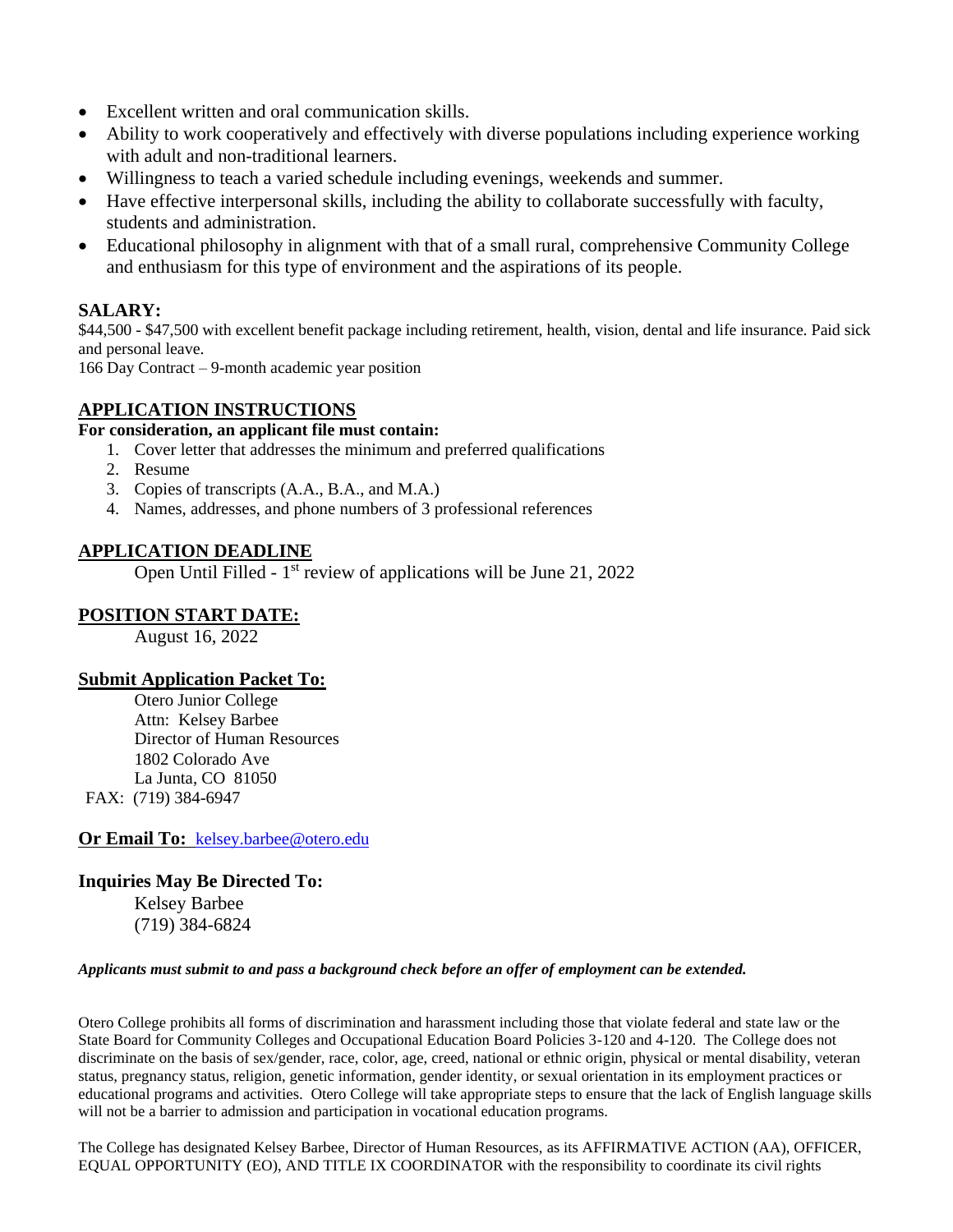- Excellent written and oral communication skills.
- Ability to work cooperatively and effectively with diverse populations including experience working with adult and non-traditional learners.
- Willingness to teach a varied schedule including evenings, weekends and summer.
- Have effective interpersonal skills, including the ability to collaborate successfully with faculty, students and administration.
- Educational philosophy in alignment with that of a small rural, comprehensive Community College and enthusiasm for this type of environment and the aspirations of its people.

## SALARY:

$44,500 - $47,500 with excellent benefit package including retirement, health, vision, dental and life insurance. Paid sick and personal leave.
166 Day Contract – 9-month academic year position

## APPLICATION INSTRUCTIONS

**For consideration, an applicant file must contain:**

1. Cover letter that addresses the minimum and preferred qualifications
2. Resume
3. Copies of transcripts (A.A., B.A., and M.A.)
4. Names, addresses, and phone numbers of 3 professional references

## APPLICATION DEADLINE

Open Until Filled - 1st review of applications will be June 21, 2022

## POSITION START DATE:

August 16, 2022

## Submit Application Packet To:

Otero Junior College
Attn: Kelsey Barbee
Director of Human Resources
1802 Colorado Ave
La Junta, CO 81050
FAX: (719) 384-6947

**Or Email To:** kelsey.barbee@otero.edu

## Inquiries May Be Directed To:

Kelsey Barbee
(719) 384-6824

***Applicants must submit to and pass a background check before an offer of employment can be extended.***

Otero College prohibits all forms of discrimination and harassment including those that violate federal and state law or the State Board for Community Colleges and Occupational Education Board Policies 3-120 and 4-120. The College does not discriminate on the basis of sex/gender, race, color, age, creed, national or ethnic origin, physical or mental disability, veteran status, pregnancy status, religion, genetic information, gender identity, or sexual orientation in its employment practices or educational programs and activities. Otero College will take appropriate steps to ensure that the lack of English language skills will not be a barrier to admission and participation in vocational education programs.

The College has designated Kelsey Barbee, Director of Human Resources, as its AFFIRMATIVE ACTION (AA), OFFICER, EQUAL OPPORTUNITY (EO), AND TITLE IX COORDINATOR with the responsibility to coordinate its civil rights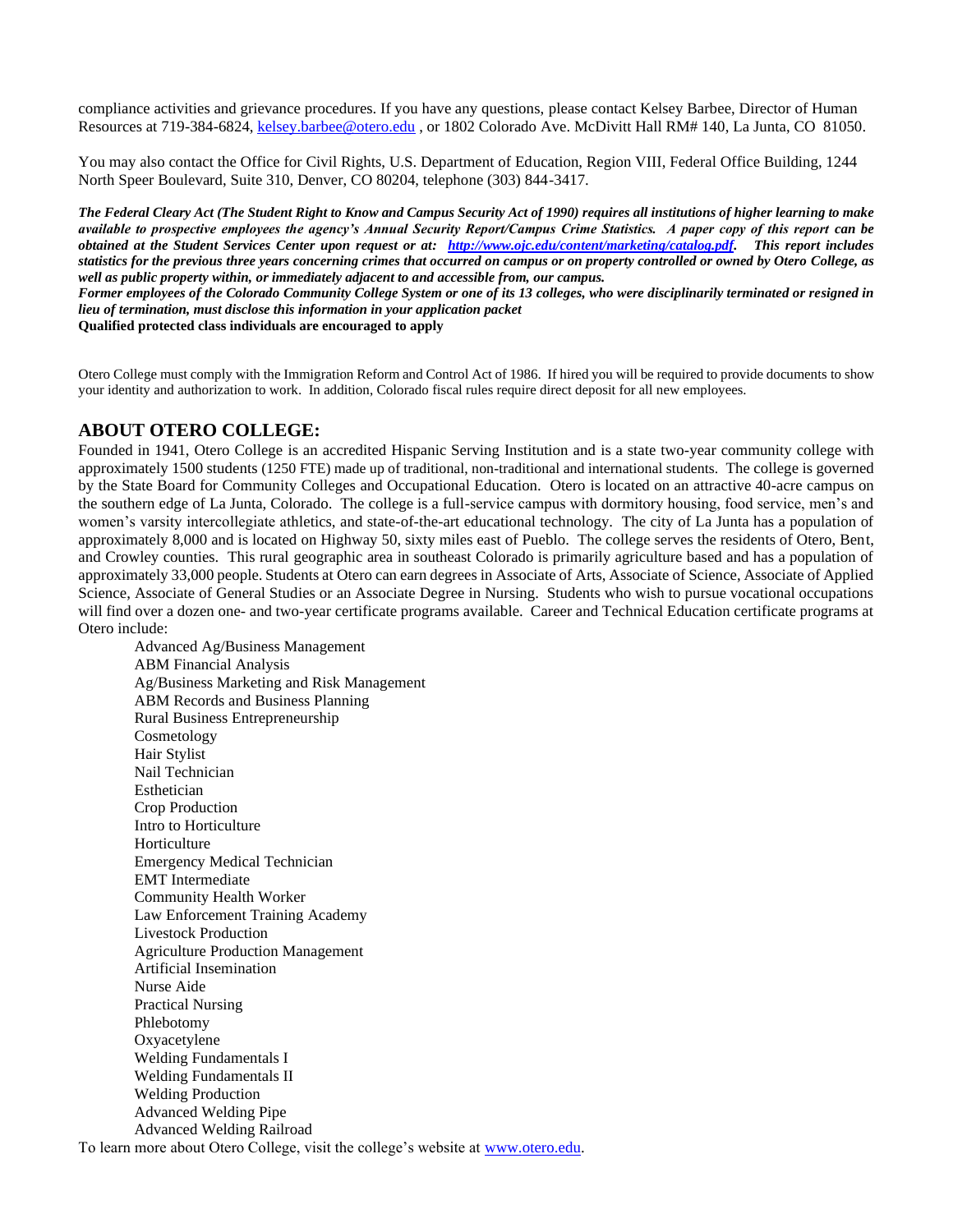compliance activities and grievance procedures. If you have any questions, please contact Kelsey Barbee, Director of Human Resources at 719-384-6824, [kelsey.barbee@otero.edu](mailto:kelsey.barbee@otero.edu) , or 1802 Colorado Ave. McDivitt Hall RM# 140, La Junta, CO 81050.

You may also contact the Office for Civil Rights, U.S. Department of Education, Region VIII, Federal Office Building, 1244 North Speer Boulevard, Suite 310, Denver, CO 80204, telephone (303) 844-3417.

***The Federal Cleary Act (The Student Right to Know and Campus Security Act of 1990) requires all institutions of higher learning to make available to prospective employees the agency's Annual Security Report/Campus Crime Statistics. A paper copy of this report can be obtained at the Student Services Center upon request or at: [http://www.ojc.edu/content/marketing/catalog.pdf](http://www.ojc.edu/content/marketing/catalog.pdf). This report includes statistics for the previous three years concerning crimes that occurred on campus or on property controlled or owned by Otero College, as well as public property within, or immediately adjacent to and accessible from, our campus.***

***Former employees of the Colorado Community College System or one of its 13 colleges, who were disciplinarily terminated or resigned in lieu of termination, must disclose this information in your application packet***

**Qualified protected class individuals are encouraged to apply**

Otero College must comply with the Immigration Reform and Control Act of 1986. If hired you will be required to provide documents to show your identity and authorization to work. In addition, Colorado fiscal rules require direct deposit for all new employees.

## ABOUT OTERO COLLEGE:

Founded in 1941, Otero College is an accredited Hispanic Serving Institution and is a state two-year community college with approximately 1500 students (1250 FTE) made up of traditional, non-traditional and international students. The college is governed by the State Board for Community Colleges and Occupational Education. Otero is located on an attractive 40-acre campus on the southern edge of La Junta, Colorado. The college is a full-service campus with dormitory housing, food service, men's and women's varsity intercollegiate athletics, and state-of-the-art educational technology. The city of La Junta has a population of approximately 8,000 and is located on Highway 50, sixty miles east of Pueblo. The college serves the residents of Otero, Bent, and Crowley counties. This rural geographic area in southeast Colorado is primarily agriculture based and has a population of approximately 33,000 people. Students at Otero can earn degrees in Associate of Arts, Associate of Science, Associate of Applied Science, Associate of General Studies or an Associate Degree in Nursing. Students who wish to pursue vocational occupations will find over a dozen one- and two-year certificate programs available. Career and Technical Education certificate programs at Otero include:

- Advanced Ag/Business Management
- ABM Financial Analysis
- Ag/Business Marketing and Risk Management
- ABM Records and Business Planning
- Rural Business Entrepreneurship
- Cosmetology
- Hair Stylist
- Nail Technician
- Esthetician
- Crop Production
- Intro to Horticulture
- Horticulture
- Emergency Medical Technician
- EMT Intermediate
- Community Health Worker
- Law Enforcement Training Academy
- Livestock Production
- Agriculture Production Management
- Artificial Insemination
- Nurse Aide
- Practical Nursing
- Phlebotomy
- Oxyacetylene
- Welding Fundamentals I
- Welding Fundamentals II
- Welding Production
- Advanced Welding Pipe
- Advanced Welding Railroad

To learn more about Otero College, visit the college's website at [www.otero.edu](http://www.otero.edu).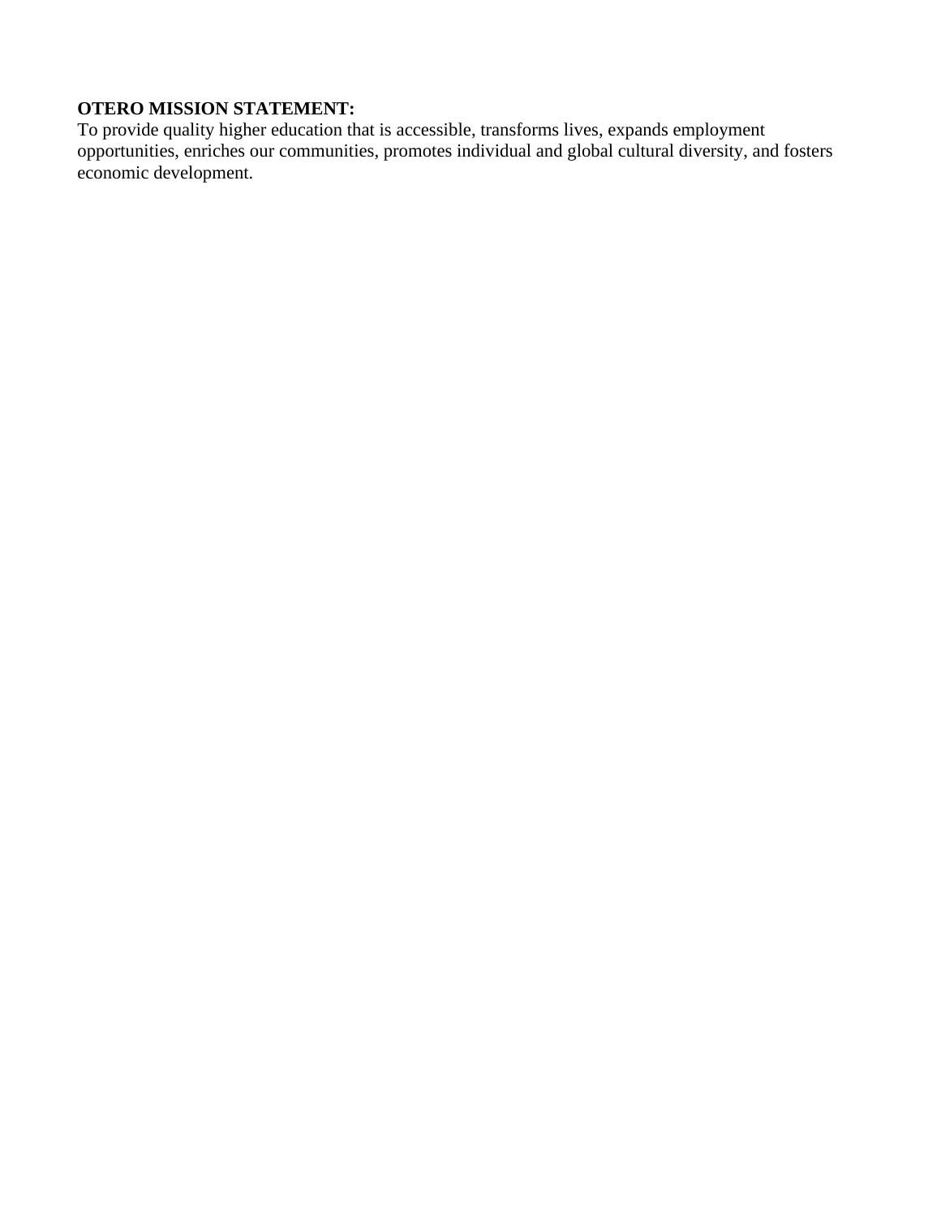**OTERO MISSION STATEMENT:**
To provide quality higher education that is accessible, transforms lives, expands employment opportunities, enriches our communities, promotes individual and global cultural diversity, and fosters economic development.